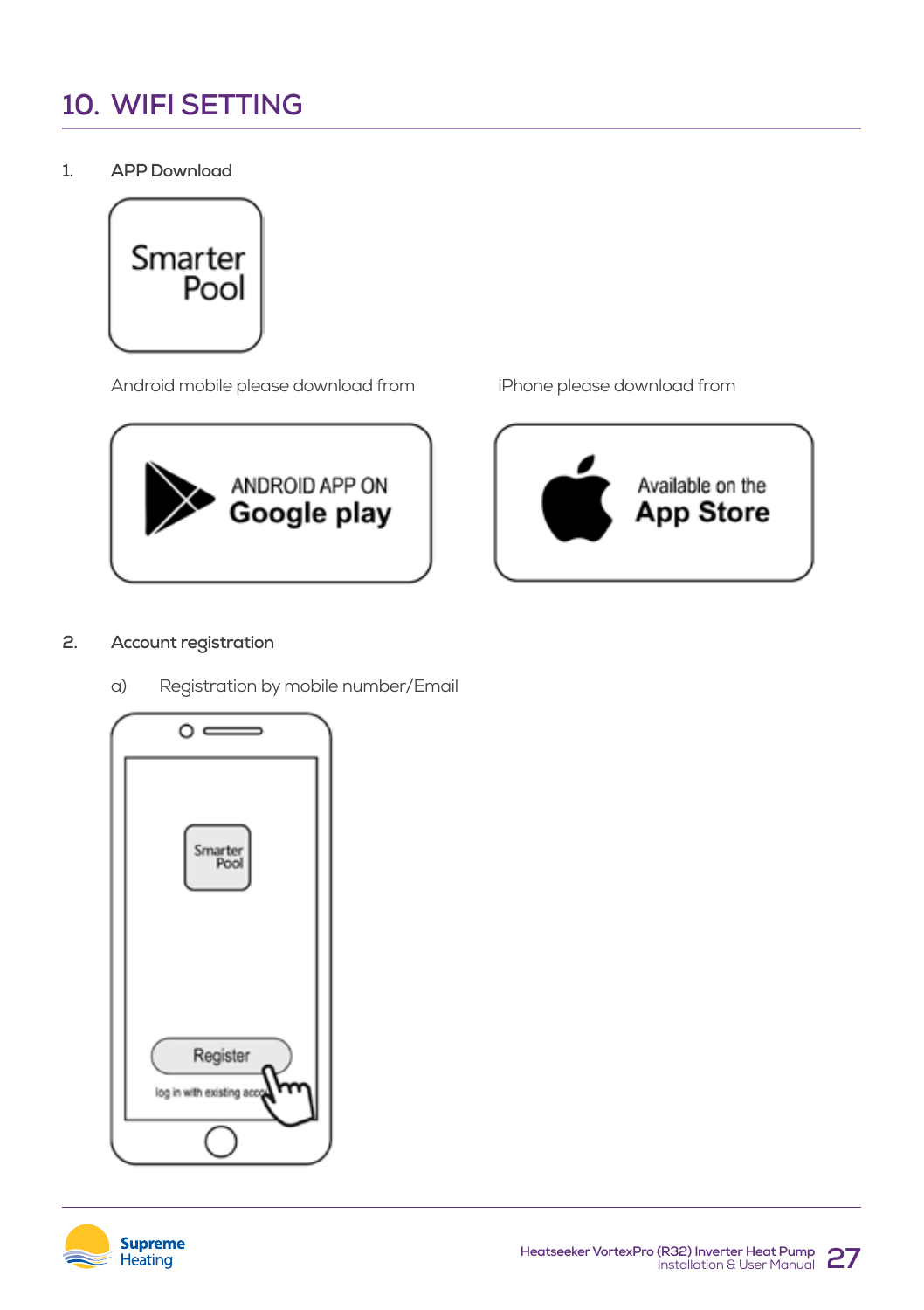# 10. WIFI SETTING

1. APP Download

Android mobile please download from

iPhone please download from

2. Account registration

   a) Registration by mobile number/Email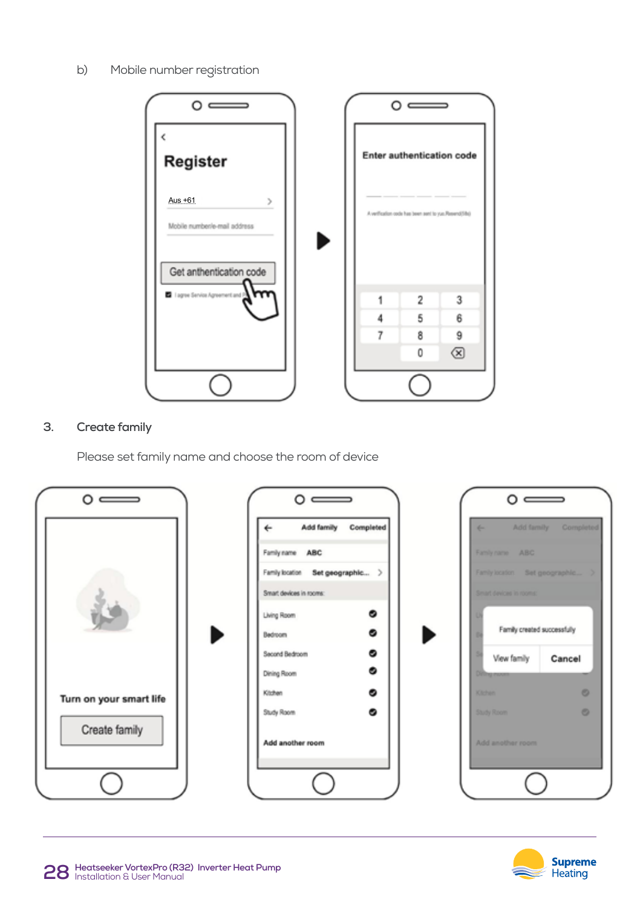b) Mobile number registration

3. Create family

Please set family name and choose the room of device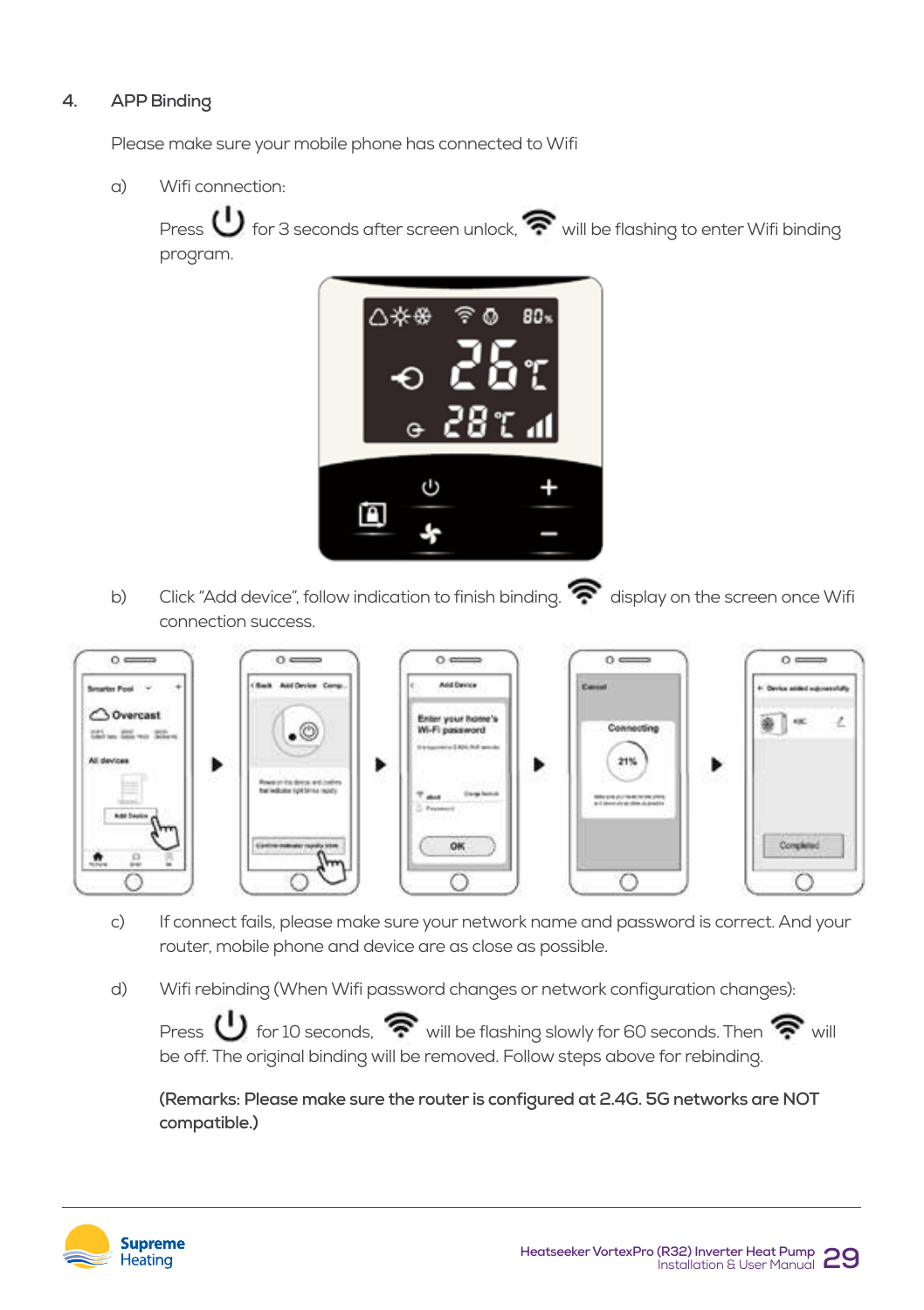## 4. APP Binding

Please make sure your mobile phone has connected to Wifi

a) Wifi connection:

Press ⏻ for 3 seconds after screen unlock, 📶 will be flashing to enter Wifi binding program.

b) Click "Add device", follow indication to finish binding. 📶 display on the screen once Wifi connection success.

c) If connect fails, please make sure your network name and password is correct. And your router, mobile phone and device are as close as possible.

d) Wifi rebinding (When Wifi password changes or network configuration changes):

Press ⏻ for 10 seconds, 📶 will be flashing slowly for 60 seconds. Then 📶 will be off. The original binding will be removed. Follow steps above for rebinding.

**(Remarks: Please make sure the router is configured at 2.4G. 5G networks are NOT compatible.)**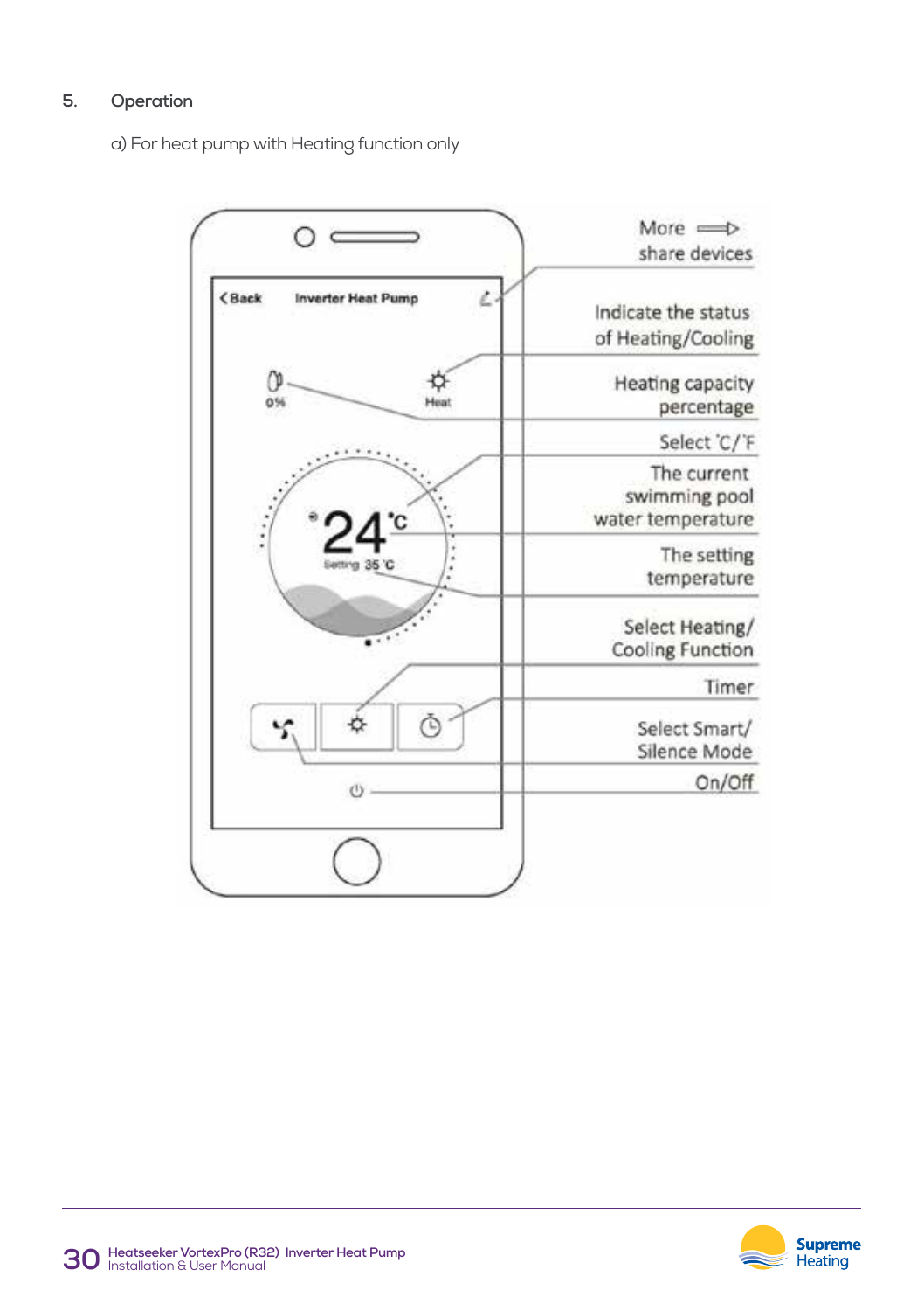## 5. Operation

a) For heat pump with Heating function only

Back Inverter Heat Pump

0% Heat

24 °C

Setting 35 °C

More ⟹ share devices

Indicate the status of Heating/Cooling

Heating capacity percentage

Select °C/°F

The current swimming pool water temperature

The setting temperature

Select Heating/ Cooling Function

Timer

Select Smart/ Silence Mode

On/Off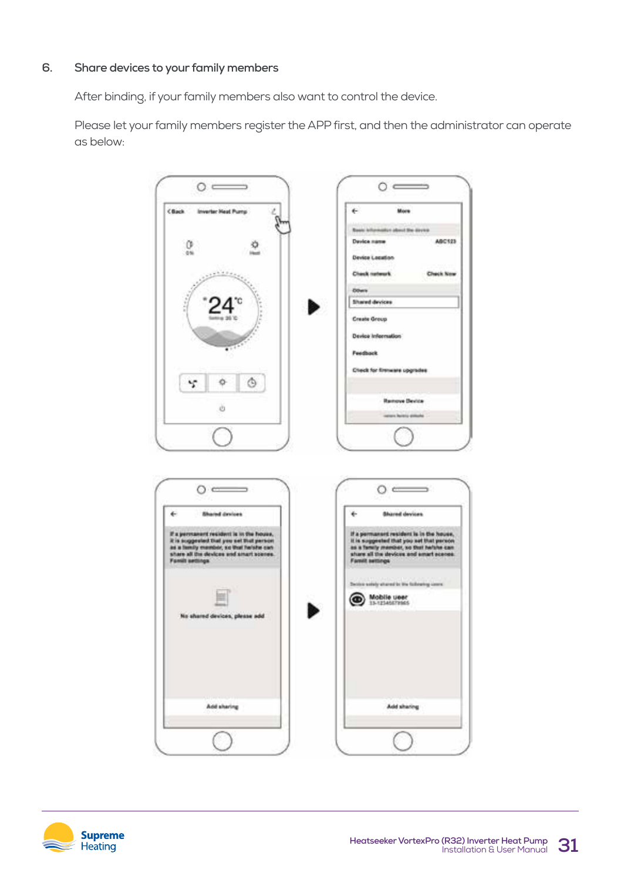6. **Share devices to your family members**

After binding, if your family members also want to control the device.

Please let your family members register the APP first, and then the administrator can operate as below: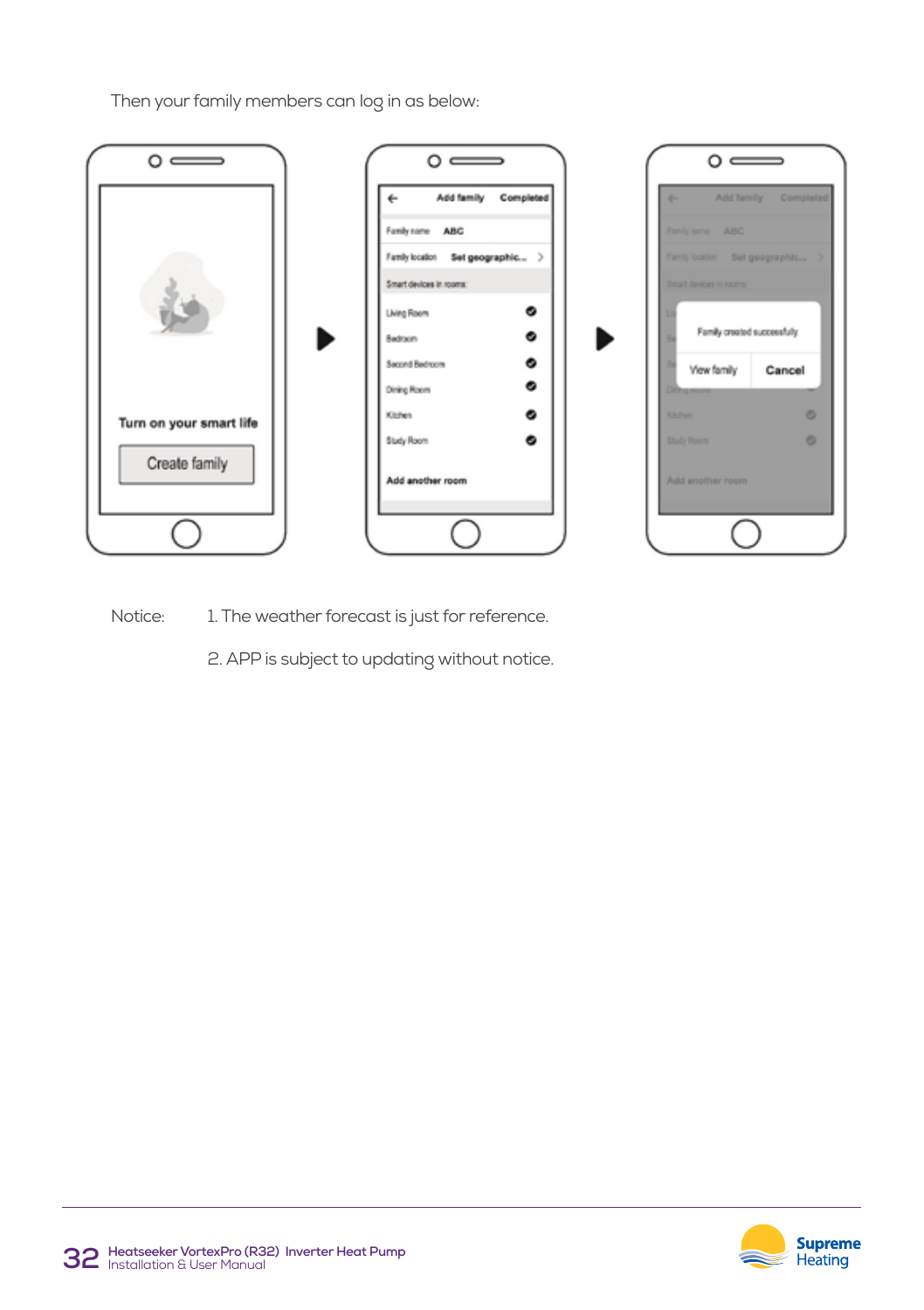Then your family members can log in as below:

Turn on your smart life

Create family

Add family Completed

Family name ABC

Family location Set geographic...

Smart devices in rooms:

Living Room

Bedroom

Second Bedroom

Dining Room

Kitchen

Study Room

Add another room

Family created successfully

View family Cancel

Notice: 1. The weather forecast is just for reference.

2. APP is subject to updating without notice.